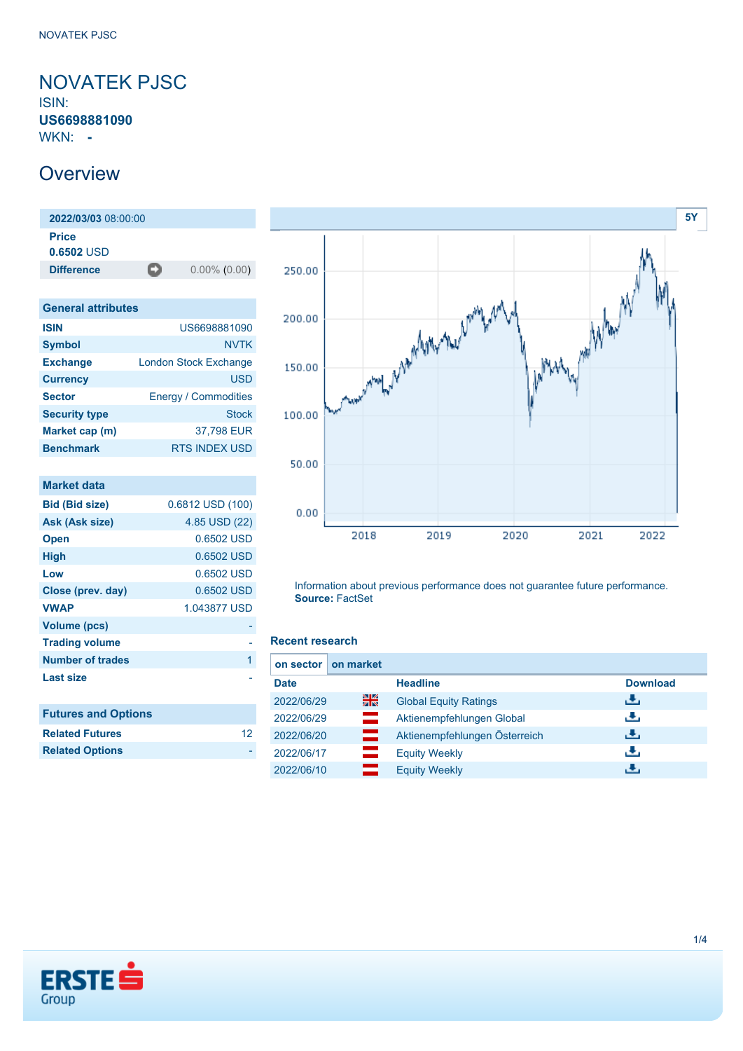# NOVATEK PJSC

ISIN: **US6698881090**

WKN: **-**

## Overview

| **2022/03/03** 08:00:00 | |
|---|---|
| **Price** | |
| **0.6502** USD | |
| **Difference** | 0.00% (0.00) |

| General attributes | |
|---|---|
| ISIN | US6698881090 |
| Symbol | NVTK |
| Exchange | London Stock Exchange |
| Currency | USD |
| Sector | Energy / Commodities |
| Security type | Stock |
| Market cap (m) | 37,798 EUR |
| Benchmark | RTS INDEX USD |

| Market data | |
|---|---|
| Bid (Bid size) | 0.6812 USD (100) |
| Ask (Ask size) | 4.85 USD (22) |
| Open | 0.6502 USD |
| High | 0.6502 USD |
| Low | 0.6502 USD |
| Close (prev. day) | 0.6502 USD |
| VWAP | 1.043877 USD |
| Volume (pcs) | - |
| Trading volume | - |
| Number of trades | 1 |
| Last size | - |

| Futures and Options | |
|---|---|
| Related Futures | 12 |
| Related Options | - |

Information about previous performance does not guarantee future performance.
**Source:** FactSet

### Recent research

on sector | on market

| Date | | Headline | Download |
|---|---|---|---|
| 2022/06/29 | | Global Equity Ratings | |
| 2022/06/29 | | Aktienempfehlungen Global | |
| 2022/06/20 | | Aktienempfehlungen Österreich | |
| 2022/06/17 | | Equity Weekly | |
| 2022/06/10 | | Equity Weekly | |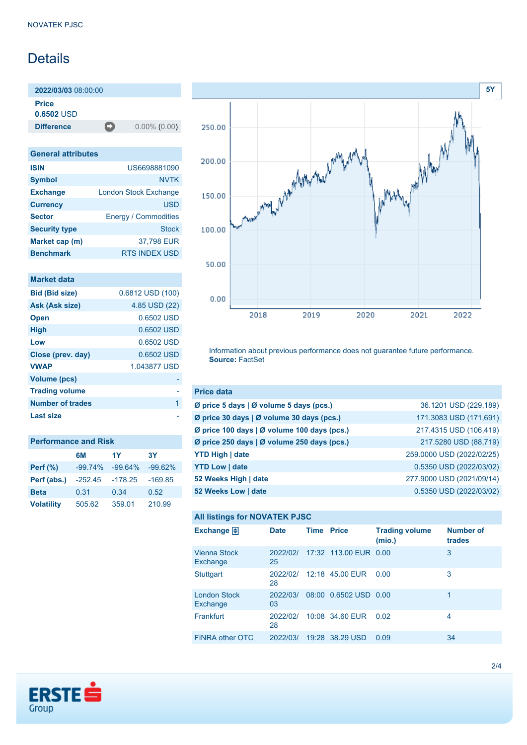NOVATEK PJSC

# Details

| 2022/03/03 08:00:00 | |
|---|---|
| **Price** | |
| **0.6502** USD | |
| **Difference** | 0.00% (0.00) |

| General attributes | |
|---|---|
| **ISIN** | US6698881090 |
| **Symbol** | NVTK |
| **Exchange** | London Stock Exchange |
| **Currency** | USD |
| **Sector** | Energy / Commodities |
| **Security type** | Stock |
| **Market cap (m)** | 37,798 EUR |
| **Benchmark** | RTS INDEX USD |

| Market data | |
|---|---|
| **Bid (Bid size)** | 0.6812 USD (100) |
| **Ask (Ask size)** | 4.85 USD (22) |
| **Open** | 0.6502 USD |
| **High** | 0.6502 USD |
| **Low** | 0.6502 USD |
| **Close (prev. day)** | 0.6502 USD |
| **VWAP** | 1.043877 USD |
| **Volume (pcs)** | - |
| **Trading volume** | - |
| **Number of trades** | 1 |
| **Last size** | - |

| Performance and Risk | 6M | 1Y | 3Y |
|---|---|---|---|
| **Perf (%)** | -99.74% | -99.64% | -99.62% |
| **Perf (abs.)** | -252.45 | -178.25 | -169.85 |
| **Beta** | 0.31 | 0.34 | 0.52 |
| **Volatility** | 505.62 | 359.01 | 210.99 |

Information about previous performance does not guarantee future performance.
**Source:** FactSet

| Price data | |
|---|---|
| **Ø price 5 days \| Ø volume 5 days (pcs.)** | 36.1201 USD (229,189) |
| **Ø price 30 days \| Ø volume 30 days (pcs.)** | 171.3083 USD (171,691) |
| **Ø price 100 days \| Ø volume 100 days (pcs.)** | 217.4315 USD (106,419) |
| **Ø price 250 days \| Ø volume 250 days (pcs.)** | 217.5280 USD (88,719) |
| **YTD High \| date** | 259.0000 USD (2022/02/25) |
| **YTD Low \| date** | 0.5350 USD (2022/03/02) |
| **52 Weeks High \| date** | 277.9000 USD (2021/09/14) |
| **52 Weeks Low \| date** | 0.5350 USD (2022/03/02) |

**All listings for NOVATEK PJSC**

| Exchange | Date | Time | Price | Trading volume (mio.) | Number of trades |
|---|---|---|---|---|---|
| Vienna Stock Exchange | 2022/02/25 | 17:32 | 113.00 EUR | 0.00 | 3 |
| Stuttgart | 2022/02/28 | 12:18 | 45.00 EUR | 0.00 | 3 |
| London Stock Exchange | 2022/03/03 | 08:00 | 0.6502 USD | 0.00 | 1 |
| Frankfurt | 2022/02/28 | 10:08 | 34.60 EUR | 0.02 | 4 |
| FINRA other OTC | 2022/03/ | 19:28 | 38.29 USD | 0.09 | 34 |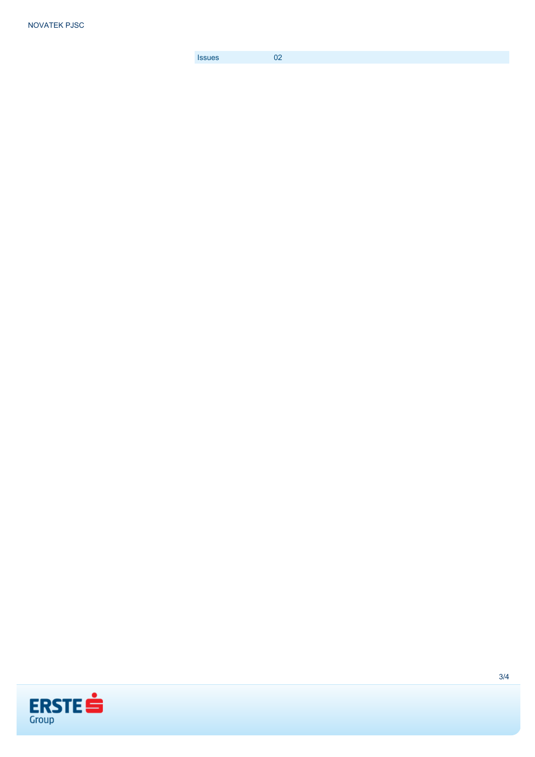| Issues | 02 |
| --- | --- |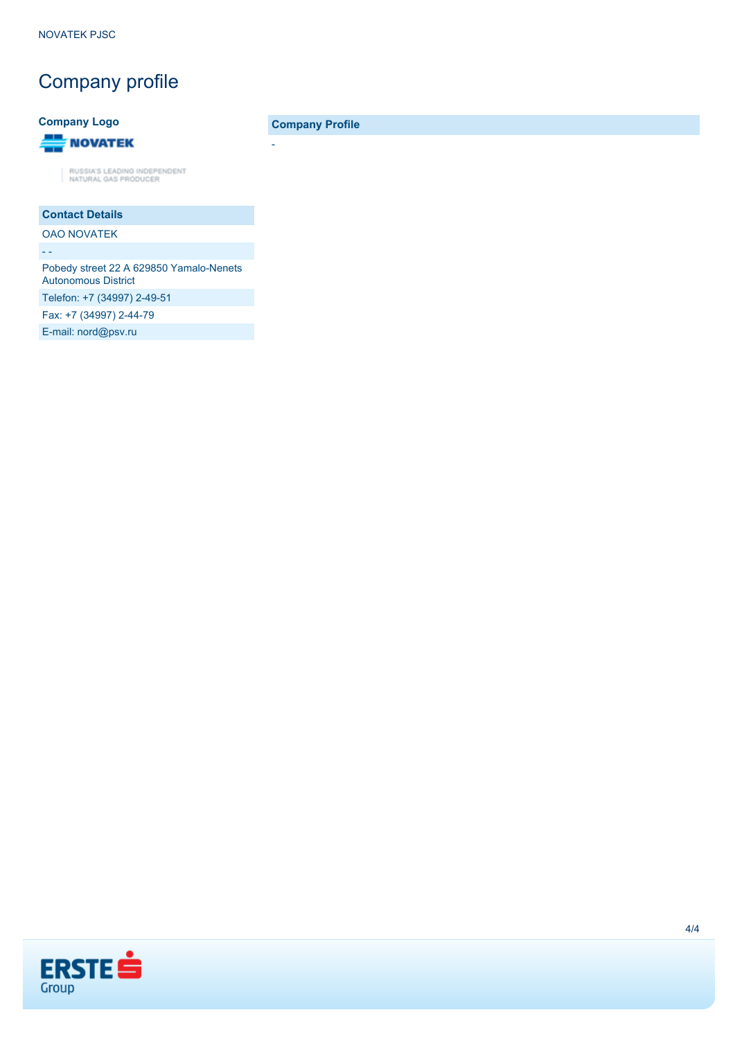# Company profile

### Company Logo

NOVATEK

RUSSIA'S LEADING INDEPENDENT NATURAL GAS PRODUCER

### Contact Details

OAO NOVATEK

- -

Pobedy street 22 A 629850 Yamalo-Nenets Autonomous District

Telefon: +7 (34997) 2-49-51

Fax: +7 (34997) 2-44-79

E-mail: nord@psv.ru

### Company Profile

-